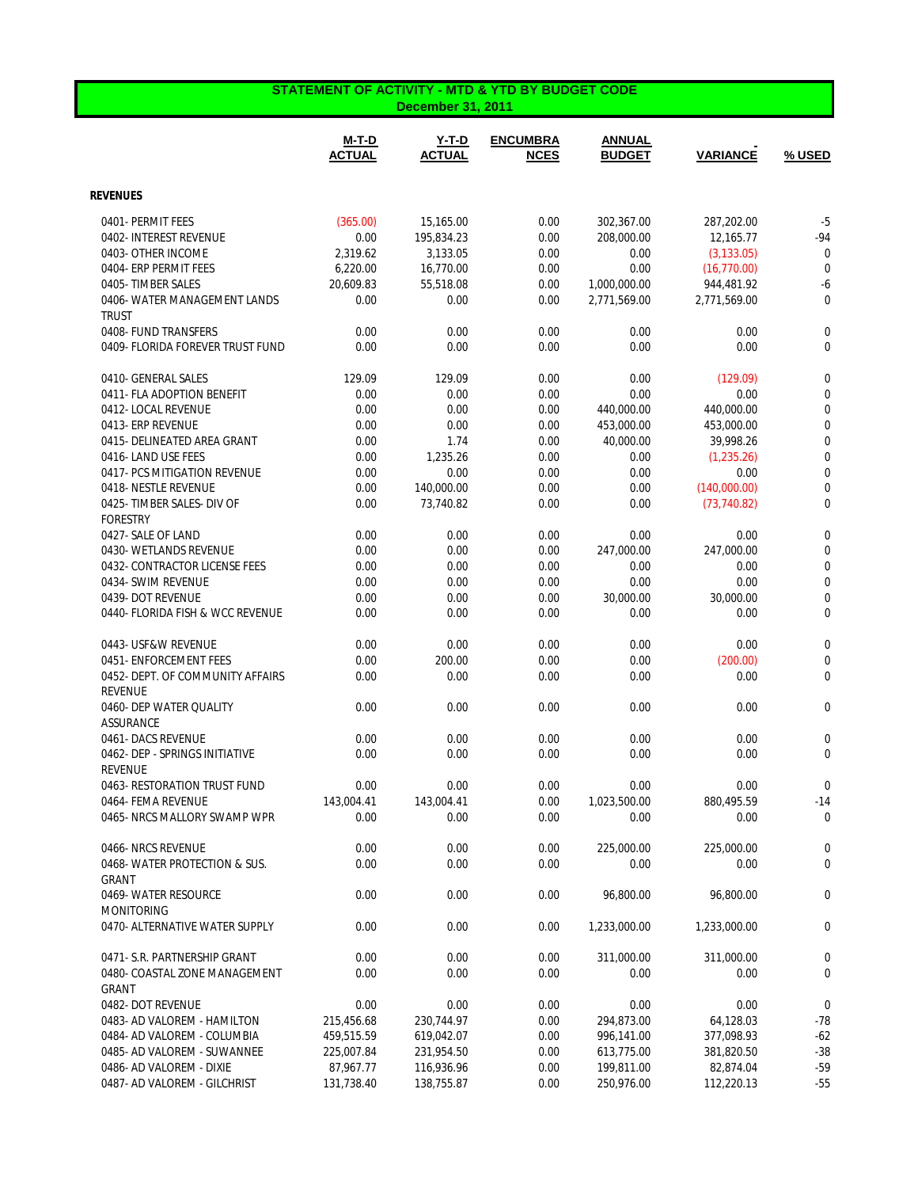## STATEMENT OF ACTIVITY - MTD & YTD BY BUDGET CODE
### December 31, 2011

| | M-T-D ACTUAL | Y-T-D ACTUAL | ENCUMBRANCES | ANNUAL BUDGET | VARIANCE | % USED |
|---|---|---|---|---|---|---|
| **REVENUES** | | | | | | |
| 0401- PERMIT FEES | (365.00) | 15,165.00 | 0.00 | 302,367.00 | 287,202.00 | -5 |
| 0402- INTEREST REVENUE | 0.00 | 195,834.23 | 0.00 | 208,000.00 | 12,165.77 | -94 |
| 0403- OTHER INCOME | 2,319.62 | 3,133.05 | 0.00 | 0.00 | (3,133.05) | 0 |
| 0404- ERP PERMIT FEES | 6,220.00 | 16,770.00 | 0.00 | 0.00 | (16,770.00) | 0 |
| 0405- TIMBER SALES | 20,609.83 | 55,518.08 | 0.00 | 1,000,000.00 | 944,481.92 | -6 |
| 0406- WATER MANAGEMENT LANDS TRUST | 0.00 | 0.00 | 0.00 | 2,771,569.00 | 2,771,569.00 | 0 |
| 0408- FUND TRANSFERS | 0.00 | 0.00 | 0.00 | 0.00 | 0.00 | 0 |
| 0409- FLORIDA FOREVER TRUST FUND | 0.00 | 0.00 | 0.00 | 0.00 | 0.00 | 0 |
| 0410- GENERAL SALES | 129.09 | 129.09 | 0.00 | 0.00 | (129.09) | 0 |
| 0411- FLA ADOPTION BENEFIT | 0.00 | 0.00 | 0.00 | 0.00 | 0.00 | 0 |
| 0412- LOCAL REVENUE | 0.00 | 0.00 | 0.00 | 440,000.00 | 440,000.00 | 0 |
| 0413- ERP REVENUE | 0.00 | 0.00 | 0.00 | 453,000.00 | 453,000.00 | 0 |
| 0415- DELINEATED AREA GRANT | 0.00 | 1.74 | 0.00 | 40,000.00 | 39,998.26 | 0 |
| 0416- LAND USE FEES | 0.00 | 1,235.26 | 0.00 | 0.00 | (1,235.26) | 0 |
| 0417- PCS MITIGATION REVENUE | 0.00 | 0.00 | 0.00 | 0.00 | 0.00 | 0 |
| 0418- NESTLE REVENUE | 0.00 | 140,000.00 | 0.00 | 0.00 | (140,000.00) | 0 |
| 0425- TIMBER SALES- DIV OF FORESTRY | 0.00 | 73,740.82 | 0.00 | 0.00 | (73,740.82) | 0 |
| 0427- SALE OF LAND | 0.00 | 0.00 | 0.00 | 0.00 | 0.00 | 0 |
| 0430- WETLANDS REVENUE | 0.00 | 0.00 | 0.00 | 247,000.00 | 247,000.00 | 0 |
| 0432- CONTRACTOR LICENSE FEES | 0.00 | 0.00 | 0.00 | 0.00 | 0.00 | 0 |
| 0434- SWIM REVENUE | 0.00 | 0.00 | 0.00 | 0.00 | 0.00 | 0 |
| 0439- DOT REVENUE | 0.00 | 0.00 | 0.00 | 30,000.00 | 30,000.00 | 0 |
| 0440- FLORIDA FISH & WCC REVENUE | 0.00 | 0.00 | 0.00 | 0.00 | 0.00 | 0 |
| 0443- USF&W REVENUE | 0.00 | 0.00 | 0.00 | 0.00 | 0.00 | 0 |
| 0451- ENFORCEMENT FEES | 0.00 | 200.00 | 0.00 | 0.00 | (200.00) | 0 |
| 0452- DEPT. OF COMMUNITY AFFAIRS REVENUE | 0.00 | 0.00 | 0.00 | 0.00 | 0.00 | 0 |
| 0460- DEP WATER QUALITY ASSURANCE | 0.00 | 0.00 | 0.00 | 0.00 | 0.00 | 0 |
| 0461- DACS REVENUE | 0.00 | 0.00 | 0.00 | 0.00 | 0.00 | 0 |
| 0462- DEP - SPRINGS INITIATIVE REVENUE | 0.00 | 0.00 | 0.00 | 0.00 | 0.00 | 0 |
| 0463- RESTORATION TRUST FUND | 0.00 | 0.00 | 0.00 | 0.00 | 0.00 | 0 |
| 0464- FEMA REVENUE | 143,004.41 | 143,004.41 | 0.00 | 1,023,500.00 | 880,495.59 | -14 |
| 0465- NRCS MALLORY SWAMP WPR | 0.00 | 0.00 | 0.00 | 0.00 | 0.00 | 0 |
| 0466- NRCS REVENUE | 0.00 | 0.00 | 0.00 | 225,000.00 | 225,000.00 | 0 |
| 0468- WATER PROTECTION & SUS. GRANT | 0.00 | 0.00 | 0.00 | 0.00 | 0.00 | 0 |
| 0469- WATER RESOURCE MONITORING | 0.00 | 0.00 | 0.00 | 96,800.00 | 96,800.00 | 0 |
| 0470- ALTERNATIVE WATER SUPPLY | 0.00 | 0.00 | 0.00 | 1,233,000.00 | 1,233,000.00 | 0 |
| 0471- S.R. PARTNERSHIP GRANT | 0.00 | 0.00 | 0.00 | 311,000.00 | 311,000.00 | 0 |
| 0480- COASTAL ZONE MANAGEMENT GRANT | 0.00 | 0.00 | 0.00 | 0.00 | 0.00 | 0 |
| 0482- DOT REVENUE | 0.00 | 0.00 | 0.00 | 0.00 | 0.00 | 0 |
| 0483- AD VALOREM - HAMILTON | 215,456.68 | 230,744.97 | 0.00 | 294,873.00 | 64,128.03 | -78 |
| 0484- AD VALOREM - COLUMBIA | 459,515.59 | 619,042.07 | 0.00 | 996,141.00 | 377,098.93 | -62 |
| 0485- AD VALOREM - SUWANNEE | 225,007.84 | 231,954.50 | 0.00 | 613,775.00 | 381,820.50 | -38 |
| 0486- AD VALOREM - DIXIE | 87,967.77 | 116,936.96 | 0.00 | 199,811.00 | 82,874.04 | -59 |
| 0487- AD VALOREM - GILCHRIST | 131,738.40 | 138,755.87 | 0.00 | 250,976.00 | 112,220.13 | -55 |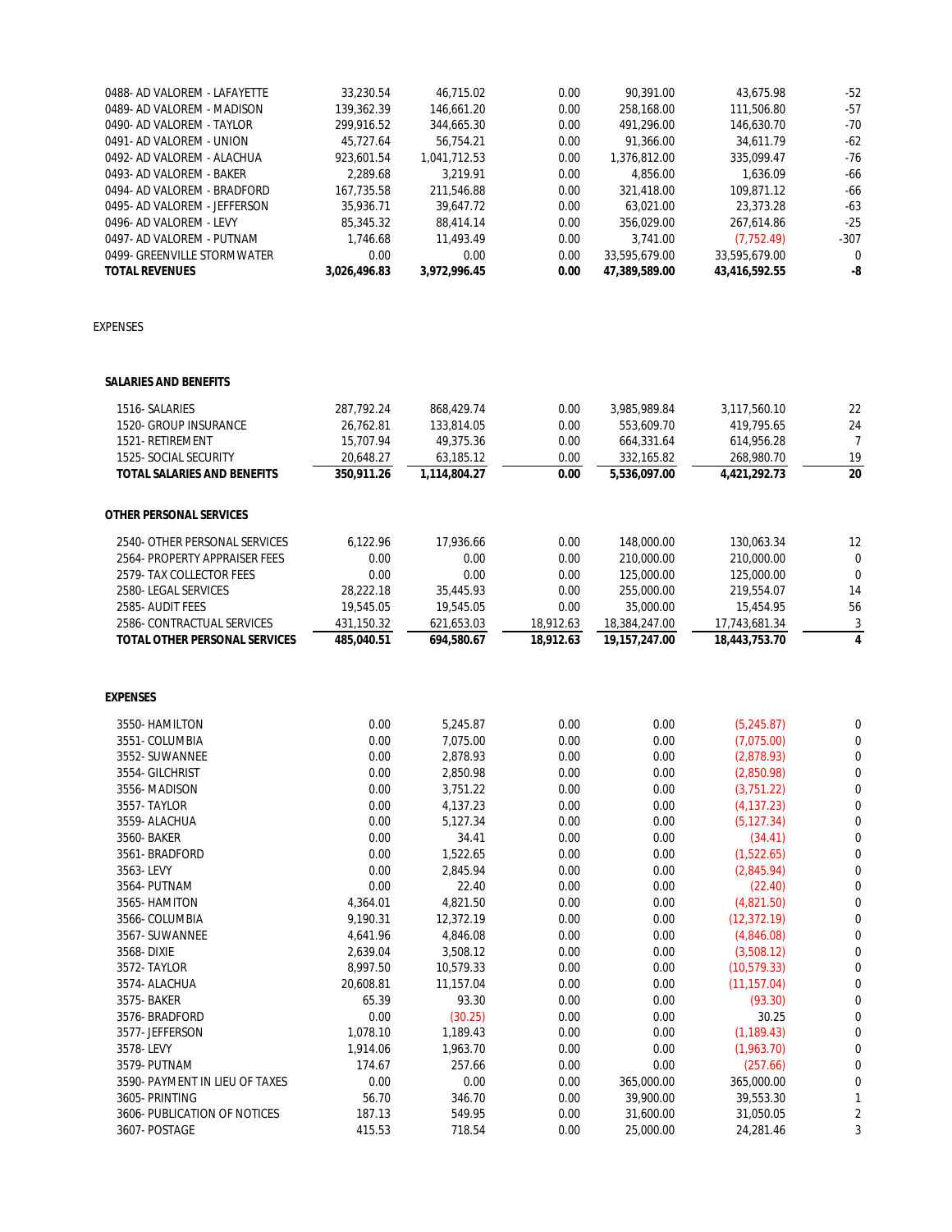| | | | | | | |
|---|---|---|---|---|---|---|
| 0488- AD VALOREM - LAFAYETTE | 33,230.54 | 46,715.02 | 0.00 | 90,391.00 | 43,675.98 | -52 |
| 0489- AD VALOREM - MADISON | 139,362.39 | 146,661.20 | 0.00 | 258,168.00 | 111,506.80 | -57 |
| 0490- AD VALOREM - TAYLOR | 299,916.52 | 344,665.30 | 0.00 | 491,296.00 | 146,630.70 | -70 |
| 0491- AD VALOREM - UNION | 45,727.64 | 56,754.21 | 0.00 | 91,366.00 | 34,611.79 | -62 |
| 0492- AD VALOREM - ALACHUA | 923,601.54 | 1,041,712.53 | 0.00 | 1,376,812.00 | 335,099.47 | -76 |
| 0493- AD VALOREM - BAKER | 2,289.68 | 3,219.91 | 0.00 | 4,856.00 | 1,636.09 | -66 |
| 0494- AD VALOREM - BRADFORD | 167,735.58 | 211,546.88 | 0.00 | 321,418.00 | 109,871.12 | -66 |
| 0495- AD VALOREM - JEFFERSON | 35,936.71 | 39,647.72 | 0.00 | 63,021.00 | 23,373.28 | -63 |
| 0496- AD VALOREM - LEVY | 85,345.32 | 88,414.14 | 0.00 | 356,029.00 | 267,614.86 | -25 |
| 0497- AD VALOREM - PUTNAM | 1,746.68 | 11,493.49 | 0.00 | 3,741.00 | (7,752.49) | -307 |
| 0499- GREENVILLE STORMWATER | 0.00 | 0.00 | 0.00 | 33,595,679.00 | 33,595,679.00 | 0 |
| **TOTAL REVENUES** | **3,026,496.83** | **3,972,996.45** | **0.00** | **47,389,589.00** | **43,416,592.55** | **-8** |

EXPENSES

**SALARIES AND BENEFITS**

| | | | | | | |
|---|---|---|---|---|---|---|
| 1516- SALARIES | 287,792.24 | 868,429.74 | 0.00 | 3,985,989.84 | 3,117,560.10 | 22 |
| 1520- GROUP INSURANCE | 26,762.81 | 133,814.05 | 0.00 | 553,609.70 | 419,795.65 | 24 |
| 1521- RETIREMENT | 15,707.94 | 49,375.36 | 0.00 | 664,331.64 | 614,956.28 | 7 |
| 1525- SOCIAL SECURITY | 20,648.27 | 63,185.12 | 0.00 | 332,165.82 | 268,980.70 | 19 |
| **TOTAL SALARIES AND BENEFITS** | **350,911.26** | **1,114,804.27** | **0.00** | **5,536,097.00** | **4,421,292.73** | **20** |

**OTHER PERSONAL SERVICES**

| | | | | | | |
|---|---|---|---|---|---|---|
| 2540- OTHER PERSONAL SERVICES | 6,122.96 | 17,936.66 | 0.00 | 148,000.00 | 130,063.34 | 12 |
| 2564- PROPERTY APPRAISER FEES | 0.00 | 0.00 | 0.00 | 210,000.00 | 210,000.00 | 0 |
| 2579- TAX COLLECTOR FEES | 0.00 | 0.00 | 0.00 | 125,000.00 | 125,000.00 | 0 |
| 2580- LEGAL SERVICES | 28,222.18 | 35,445.93 | 0.00 | 255,000.00 | 219,554.07 | 14 |
| 2585- AUDIT FEES | 19,545.05 | 19,545.05 | 0.00 | 35,000.00 | 15,454.95 | 56 |
| 2586- CONTRACTUAL SERVICES | 431,150.32 | 621,653.03 | 18,912.63 | 18,384,247.00 | 17,743,681.34 | 3 |
| **TOTAL OTHER PERSONAL SERVICES** | **485,040.51** | **694,580.67** | **18,912.63** | **19,157,247.00** | **18,443,753.70** | **4** |

**EXPENSES**

| | | | | | | |
|---|---|---|---|---|---|---|
| 3550- HAMILTON | 0.00 | 5,245.87 | 0.00 | 0.00 | (5,245.87) | 0 |
| 3551- COLUMBIA | 0.00 | 7,075.00 | 0.00 | 0.00 | (7,075.00) | 0 |
| 3552- SUWANNEE | 0.00 | 2,878.93 | 0.00 | 0.00 | (2,878.93) | 0 |
| 3554- GILCHRIST | 0.00 | 2,850.98 | 0.00 | 0.00 | (2,850.98) | 0 |
| 3556- MADISON | 0.00 | 3,751.22 | 0.00 | 0.00 | (3,751.22) | 0 |
| 3557- TAYLOR | 0.00 | 4,137.23 | 0.00 | 0.00 | (4,137.23) | 0 |
| 3559- ALACHUA | 0.00 | 5,127.34 | 0.00 | 0.00 | (5,127.34) | 0 |
| 3560- BAKER | 0.00 | 34.41 | 0.00 | 0.00 | (34.41) | 0 |
| 3561- BRADFORD | 0.00 | 1,522.65 | 0.00 | 0.00 | (1,522.65) | 0 |
| 3563- LEVY | 0.00 | 2,845.94 | 0.00 | 0.00 | (2,845.94) | 0 |
| 3564- PUTNAM | 0.00 | 22.40 | 0.00 | 0.00 | (22.40) | 0 |
| 3565- HAMITON | 4,364.01 | 4,821.50 | 0.00 | 0.00 | (4,821.50) | 0 |
| 3566- COLUMBIA | 9,190.31 | 12,372.19 | 0.00 | 0.00 | (12,372.19) | 0 |
| 3567- SUWANNEE | 4,641.96 | 4,846.08 | 0.00 | 0.00 | (4,846.08) | 0 |
| 3568- DIXIE | 2,639.04 | 3,508.12 | 0.00 | 0.00 | (3,508.12) | 0 |
| 3572- TAYLOR | 8,997.50 | 10,579.33 | 0.00 | 0.00 | (10,579.33) | 0 |
| 3574- ALACHUA | 20,608.81 | 11,157.04 | 0.00 | 0.00 | (11,157.04) | 0 |
| 3575- BAKER | 65.39 | 93.30 | 0.00 | 0.00 | (93.30) | 0 |
| 3576- BRADFORD | 0.00 | (30.25) | 0.00 | 0.00 | 30.25 | 0 |
| 3577- JEFFERSON | 1,078.10 | 1,189.43 | 0.00 | 0.00 | (1,189.43) | 0 |
| 3578- LEVY | 1,914.06 | 1,963.70 | 0.00 | 0.00 | (1,963.70) | 0 |
| 3579- PUTNAM | 174.67 | 257.66 | 0.00 | 0.00 | (257.66) | 0 |
| 3590- PAYMENT IN LIEU OF TAXES | 0.00 | 0.00 | 0.00 | 365,000.00 | 365,000.00 | 0 |
| 3605- PRINTING | 56.70 | 346.70 | 0.00 | 39,900.00 | 39,553.30 | 1 |
| 3606- PUBLICATION OF NOTICES | 187.13 | 549.95 | 0.00 | 31,600.00 | 31,050.05 | 2 |
| 3607- POSTAGE | 415.53 | 718.54 | 0.00 | 25,000.00 | 24,281.46 | 3 |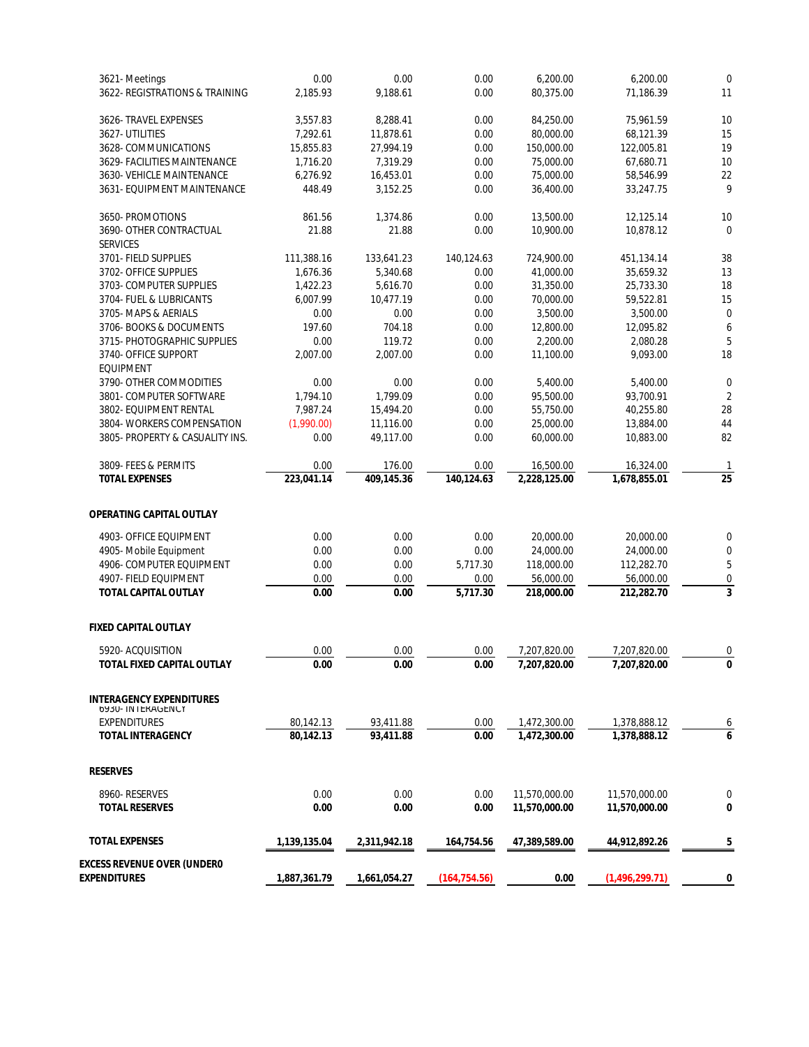| | | | | | | |
|---|---|---|---|---|---|---|
| 3621- Meetings | 0.00 | 0.00 | 0.00 | 6,200.00 | 6,200.00 | 0 |
| 3622- REGISTRATIONS & TRAINING | 2,185.93 | 9,188.61 | 0.00 | 80,375.00 | 71,186.39 | 11 |
| 3626- TRAVEL EXPENSES | 3,557.83 | 8,288.41 | 0.00 | 84,250.00 | 75,961.59 | 10 |
| 3627- UTILITIES | 7,292.61 | 11,878.61 | 0.00 | 80,000.00 | 68,121.39 | 15 |
| 3628- COMMUNICATIONS | 15,855.83 | 27,994.19 | 0.00 | 150,000.00 | 122,005.81 | 19 |
| 3629- FACILITIES MAINTENANCE | 1,716.20 | 7,319.29 | 0.00 | 75,000.00 | 67,680.71 | 10 |
| 3630- VEHICLE MAINTENANCE | 6,276.92 | 16,453.01 | 0.00 | 75,000.00 | 58,546.99 | 22 |
| 3631- EQUIPMENT MAINTENANCE | 448.49 | 3,152.25 | 0.00 | 36,400.00 | 33,247.75 | 9 |
| 3650- PROMOTIONS | 861.56 | 1,374.86 | 0.00 | 13,500.00 | 12,125.14 | 10 |
| 3690- OTHER CONTRACTUAL SERVICES | 21.88 | 21.88 | 0.00 | 10,900.00 | 10,878.12 | 0 |
| 3701- FIELD SUPPLIES | 111,388.16 | 133,641.23 | 140,124.63 | 724,900.00 | 451,134.14 | 38 |
| 3702- OFFICE SUPPLIES | 1,676.36 | 5,340.68 | 0.00 | 41,000.00 | 35,659.32 | 13 |
| 3703- COMPUTER SUPPLIES | 1,422.23 | 5,616.70 | 0.00 | 31,350.00 | 25,733.30 | 18 |
| 3704- FUEL & LUBRICANTS | 6,007.99 | 10,477.19 | 0.00 | 70,000.00 | 59,522.81 | 15 |
| 3705- MAPS & AERIALS | 0.00 | 0.00 | 0.00 | 3,500.00 | 3,500.00 | 0 |
| 3706- BOOKS & DOCUMENTS | 197.60 | 704.18 | 0.00 | 12,800.00 | 12,095.82 | 6 |
| 3715- PHOTOGRAPHIC SUPPLIES | 0.00 | 119.72 | 0.00 | 2,200.00 | 2,080.28 | 5 |
| 3740- OFFICE SUPPORT EQUIPMENT | 2,007.00 | 2,007.00 | 0.00 | 11,100.00 | 9,093.00 | 18 |
| 3790- OTHER COMMODITIES | 0.00 | 0.00 | 0.00 | 5,400.00 | 5,400.00 | 0 |
| 3801- COMPUTER SOFTWARE | 1,794.10 | 1,799.09 | 0.00 | 95,500.00 | 93,700.91 | 2 |
| 3802- EQUIPMENT RENTAL | 7,987.24 | 15,494.20 | 0.00 | 55,750.00 | 40,255.80 | 28 |
| 3804- WORKERS COMPENSATION | (1,990.00) | 11,116.00 | 0.00 | 25,000.00 | 13,884.00 | 44 |
| 3805- PROPERTY & CASUALITY INS. | 0.00 | 49,117.00 | 0.00 | 60,000.00 | 10,883.00 | 82 |
| 3809- FEES & PERMITS | 0.00 | 176.00 | 0.00 | 16,500.00 | 16,324.00 | 1 |
| **TOTAL EXPENSES** | **223,041.14** | **409,145.36** | **140,124.63** | **2,228,125.00** | **1,678,855.01** | **25** |
| **OPERATING CAPITAL OUTLAY** | | | | | | |
| 4903- OFFICE EQUIPMENT | 0.00 | 0.00 | 0.00 | 20,000.00 | 20,000.00 | 0 |
| 4905- Mobile Equipment | 0.00 | 0.00 | 0.00 | 24,000.00 | 24,000.00 | 0 |
| 4906- COMPUTER EQUIPMENT | 0.00 | 0.00 | 5,717.30 | 118,000.00 | 112,282.70 | 5 |
| 4907- FIELD EQUIPMENT | 0.00 | 0.00 | 0.00 | 56,000.00 | 56,000.00 | 0 |
| **TOTAL CAPITAL OUTLAY** | **0.00** | **0.00** | **5,717.30** | **218,000.00** | **212,282.70** | **3** |
| **FIXED CAPITAL OUTLAY** | | | | | | |
| 5920- ACQUISITION | 0.00 | 0.00 | 0.00 | 7,207,820.00 | 7,207,820.00 | 0 |
| **TOTAL FIXED CAPITAL OUTLAY** | **0.00** | **0.00** | **0.00** | **7,207,820.00** | **7,207,820.00** | **0** |
| **INTERAGENCY EXPENDITURES** | | | | | | |
| 6930- INTERAGENCY EXPENDITURES | 80,142.13 | 93,411.88 | 0.00 | 1,472,300.00 | 1,378,888.12 | 6 |
| **TOTAL INTERAGENCY** | **80,142.13** | **93,411.88** | **0.00** | **1,472,300.00** | **1,378,888.12** | **6** |
| **RESERVES** | | | | | | |
| 8960- RESERVES | 0.00 | 0.00 | 0.00 | 11,570,000.00 | 11,570,000.00 | 0 |
| **TOTAL RESERVES** | **0.00** | **0.00** | **0.00** | **11,570,000.00** | **11,570,000.00** | **0** |
| **TOTAL EXPENSES** | **1,139,135.04** | **2,311,942.18** | **164,754.56** | **47,389,589.00** | **44,912,892.26** | **5** |
| **EXCESS REVENUE OVER (UNDER0 EXPENDITURES** | **1,887,361.79** | **1,661,054.27** | **(164,754.56)** | **0.00** | **(1,496,299.71)** | **0** |